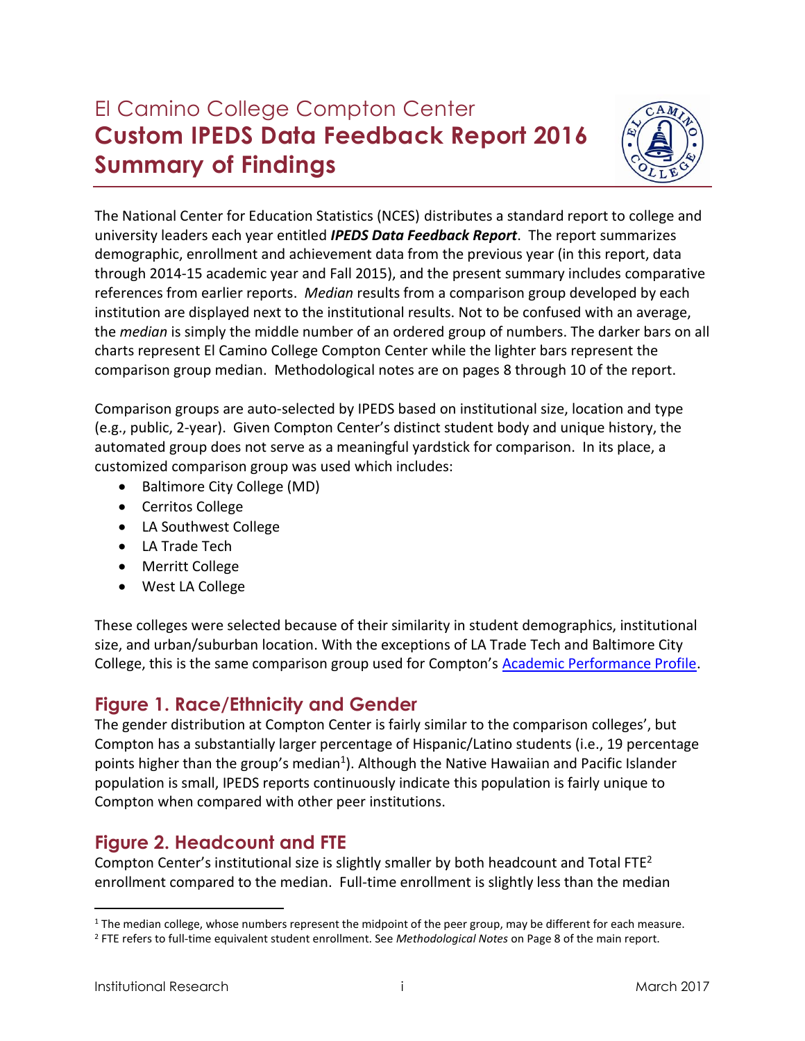# El Camino College Compton Center
# Custom IPEDS Data Feedback Report 2016
# Summary of Findings

The National Center for Education Statistics (NCES) distributes a standard report to college and university leaders each year entitled ***IPEDS Data Feedback Report***. The report summarizes demographic, enrollment and achievement data from the previous year (in this report, data through 2014-15 academic year and Fall 2015), and the present summary includes comparative references from earlier reports. *Median* results from a comparison group developed by each institution are displayed next to the institutional results. Not to be confused with an average, the *median* is simply the middle number of an ordered group of numbers. The darker bars on all charts represent El Camino College Compton Center while the lighter bars represent the comparison group median. Methodological notes are on pages 8 through 10 of the report.

Comparison groups are auto-selected by IPEDS based on institutional size, location and type (e.g., public, 2-year). Given Compton Center's distinct student body and unique history, the automated group does not serve as a meaningful yardstick for comparison. In its place, a customized comparison group was used which includes:

- Baltimore City College (MD)
- Cerritos College
- LA Southwest College
- LA Trade Tech
- Merritt College
- West LA College

These colleges were selected because of their similarity in student demographics, institutional size, and urban/suburban location. With the exceptions of LA Trade Tech and Baltimore City College, this is the same comparison group used for Compton's Academic Performance Profile.

## Figure 1. Race/Ethnicity and Gender

The gender distribution at Compton Center is fairly similar to the comparison colleges', but Compton has a substantially larger percentage of Hispanic/Latino students (i.e., 19 percentage points higher than the group's median[1]). Although the Native Hawaiian and Pacific Islander population is small, IPEDS reports continuously indicate this population is fairly unique to Compton when compared with other peer institutions.

## Figure 2. Headcount and FTE

Compton Center's institutional size is slightly smaller by both headcount and Total FTE[2] enrollment compared to the median. Full-time enrollment is slightly less than the median

---

[1] The median college, whose numbers represent the midpoint of the peer group, may be different for each measure.

[2] FTE refers to full-time equivalent student enrollment. See *Methodological Notes* on Page 8 of the main report.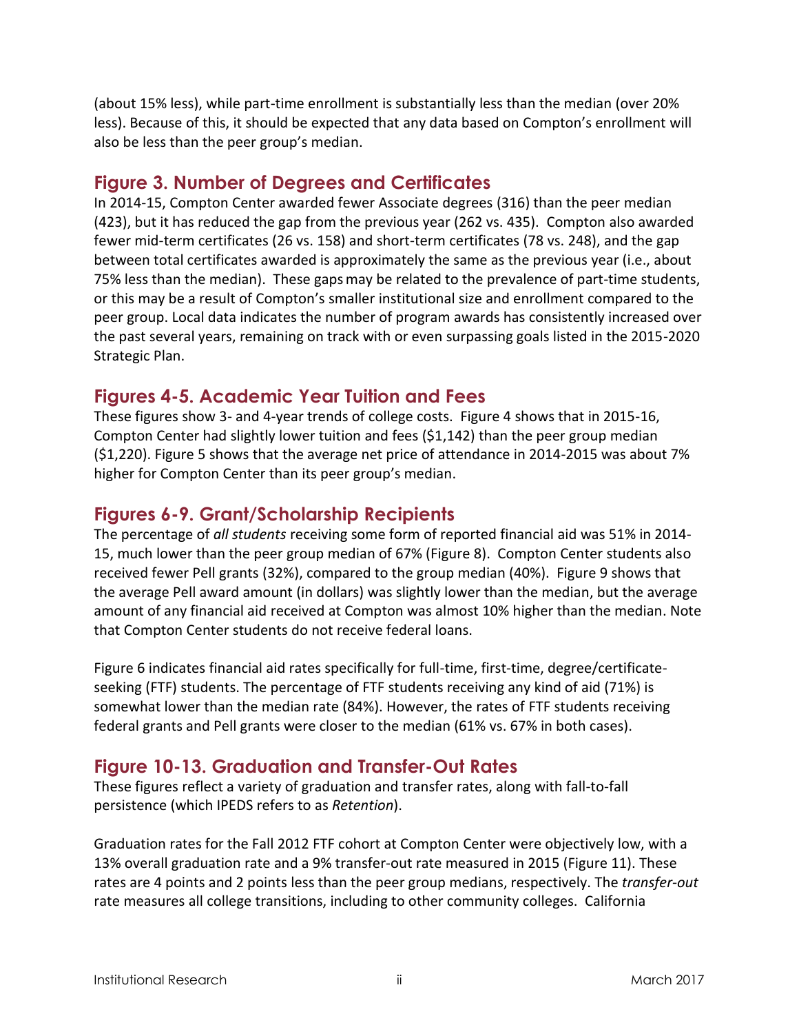(about 15% less), while part-time enrollment is substantially less than the median (over 20% less). Because of this, it should be expected that any data based on Compton's enrollment will also be less than the peer group's median.

## Figure 3. Number of Degrees and Certificates

In 2014-15, Compton Center awarded fewer Associate degrees (316) than the peer median (423), but it has reduced the gap from the previous year (262 vs. 435). Compton also awarded fewer mid-term certificates (26 vs. 158) and short-term certificates (78 vs. 248), and the gap between total certificates awarded is approximately the same as the previous year (i.e., about 75% less than the median). These gaps may be related to the prevalence of part-time students, or this may be a result of Compton's smaller institutional size and enrollment compared to the peer group. Local data indicates the number of program awards has consistently increased over the past several years, remaining on track with or even surpassing goals listed in the 2015-2020 Strategic Plan.

## Figures 4-5. Academic Year Tuition and Fees

These figures show 3- and 4-year trends of college costs. Figure 4 shows that in 2015-16, Compton Center had slightly lower tuition and fees ($1,142) than the peer group median ($1,220). Figure 5 shows that the average net price of attendance in 2014-2015 was about 7% higher for Compton Center than its peer group's median.

## Figures 6-9. Grant/Scholarship Recipients

The percentage of *all students* receiving some form of reported financial aid was 51% in 2014-15, much lower than the peer group median of 67% (Figure 8). Compton Center students also received fewer Pell grants (32%), compared to the group median (40%). Figure 9 shows that the average Pell award amount (in dollars) was slightly lower than the median, but the average amount of any financial aid received at Compton was almost 10% higher than the median. Note that Compton Center students do not receive federal loans.

Figure 6 indicates financial aid rates specifically for full-time, first-time, degree/certificate-seeking (FTF) students. The percentage of FTF students receiving any kind of aid (71%) is somewhat lower than the median rate (84%). However, the rates of FTF students receiving federal grants and Pell grants were closer to the median (61% vs. 67% in both cases).

## Figure 10-13. Graduation and Transfer-Out Rates

These figures reflect a variety of graduation and transfer rates, along with fall-to-fall persistence (which IPEDS refers to as *Retention*).

Graduation rates for the Fall 2012 FTF cohort at Compton Center were objectively low, with a 13% overall graduation rate and a 9% transfer-out rate measured in 2015 (Figure 11). These rates are 4 points and 2 points less than the peer group medians, respectively. The *transfer-out* rate measures all college transitions, including to other community colleges. California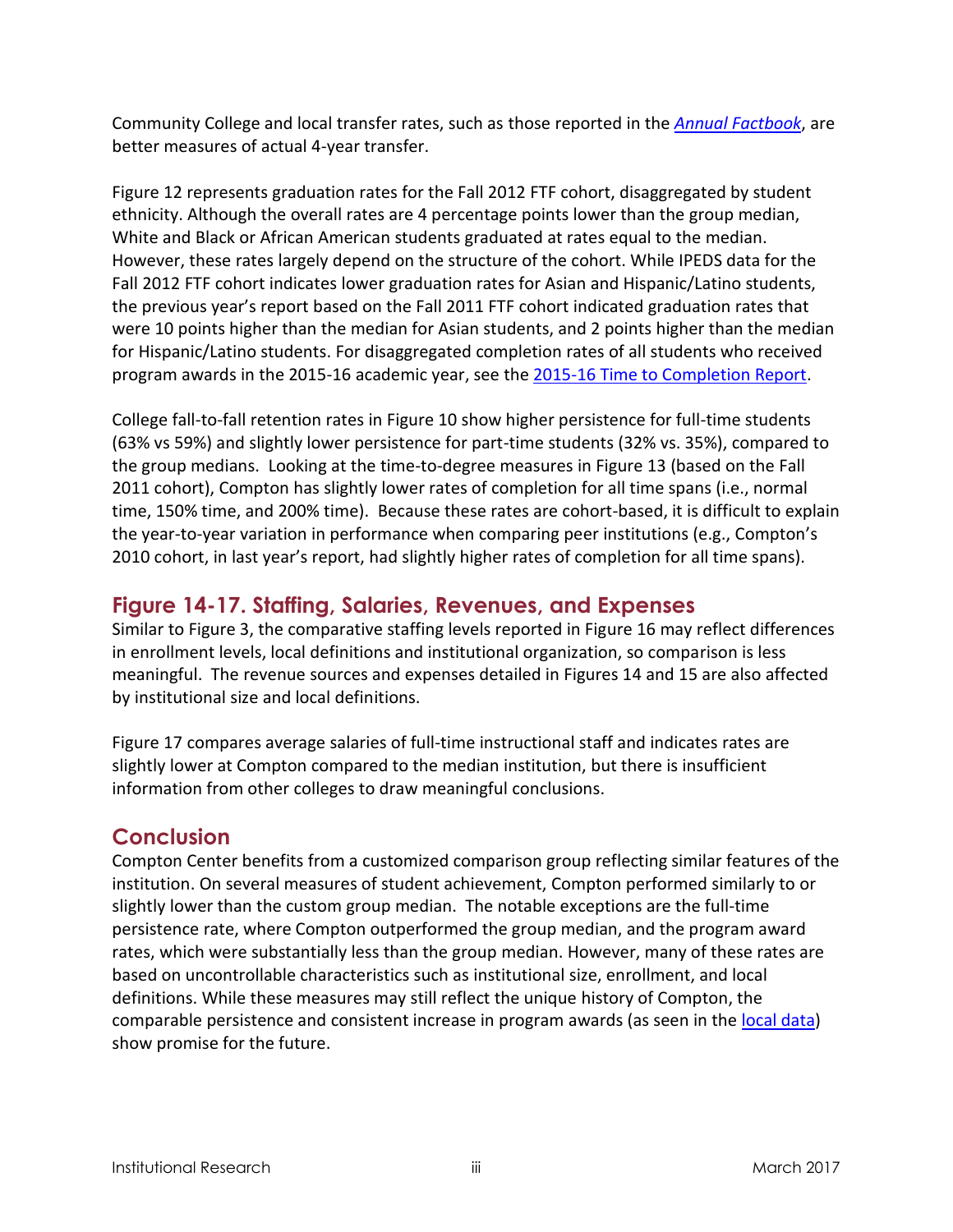Community College and local transfer rates, such as those reported in the *Annual Factbook*, are better measures of actual 4-year transfer.

Figure 12 represents graduation rates for the Fall 2012 FTF cohort, disaggregated by student ethnicity. Although the overall rates are 4 percentage points lower than the group median, White and Black or African American students graduated at rates equal to the median. However, these rates largely depend on the structure of the cohort. While IPEDS data for the Fall 2012 FTF cohort indicates lower graduation rates for Asian and Hispanic/Latino students, the previous year's report based on the Fall 2011 FTF cohort indicated graduation rates that were 10 points higher than the median for Asian students, and 2 points higher than the median for Hispanic/Latino students. For disaggregated completion rates of all students who received program awards in the 2015-16 academic year, see the 2015-16 Time to Completion Report.

College fall-to-fall retention rates in Figure 10 show higher persistence for full-time students (63% vs 59%) and slightly lower persistence for part-time students (32% vs. 35%), compared to the group medians. Looking at the time-to-degree measures in Figure 13 (based on the Fall 2011 cohort), Compton has slightly lower rates of completion for all time spans (i.e., normal time, 150% time, and 200% time). Because these rates are cohort-based, it is difficult to explain the year-to-year variation in performance when comparing peer institutions (e.g., Compton's 2010 cohort, in last year's report, had slightly higher rates of completion for all time spans).

## Figure 14-17. Staffing, Salaries, Revenues, and Expenses

Similar to Figure 3, the comparative staffing levels reported in Figure 16 may reflect differences in enrollment levels, local definitions and institutional organization, so comparison is less meaningful. The revenue sources and expenses detailed in Figures 14 and 15 are also affected by institutional size and local definitions.

Figure 17 compares average salaries of full-time instructional staff and indicates rates are slightly lower at Compton compared to the median institution, but there is insufficient information from other colleges to draw meaningful conclusions.

## Conclusion

Compton Center benefits from a customized comparison group reflecting similar features of the institution. On several measures of student achievement, Compton performed similarly to or slightly lower than the custom group median. The notable exceptions are the full-time persistence rate, where Compton outperformed the group median, and the program award rates, which were substantially less than the group median. However, many of these rates are based on uncontrollable characteristics such as institutional size, enrollment, and local definitions. While these measures may still reflect the unique history of Compton, the comparable persistence and consistent increase in program awards (as seen in the local data) show promise for the future.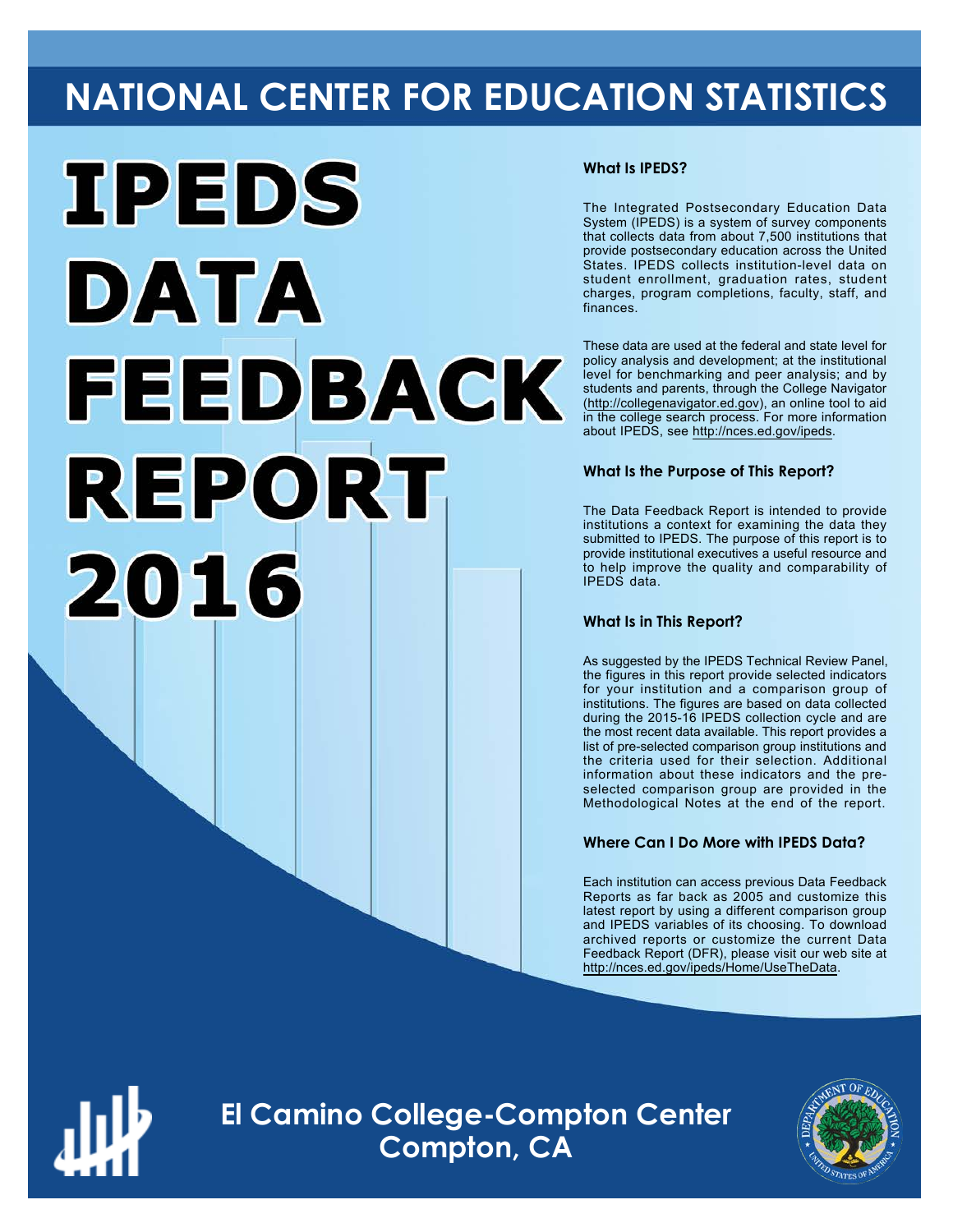# NATIONAL CENTER FOR EDUCATION STATISTICS

# IPEDS DATA FEEDBACK REPORT 2016

### What Is IPEDS?

The Integrated Postsecondary Education Data System (IPEDS) is a system of survey components that collects data from about 7,500 institutions that provide postsecondary education across the United States. IPEDS collects institution-level data on student enrollment, graduation rates, student charges, program completions, faculty, staff, and finances.

These data are used at the federal and state level for policy analysis and development; at the institutional level for benchmarking and peer analysis; and by students and parents, through the College Navigator (http://collegenavigator.ed.gov), an online tool to aid in the college search process. For more information about IPEDS, see http://nces.ed.gov/ipeds.

### What Is the Purpose of This Report?

The Data Feedback Report is intended to provide institutions a context for examining the data they submitted to IPEDS. The purpose of this report is to provide institutional executives a useful resource and to help improve the quality and comparability of IPEDS data.

### What Is in This Report?

As suggested by the IPEDS Technical Review Panel, the figures in this report provide selected indicators for your institution and a comparison group of institutions. The figures are based on data collected during the 2015-16 IPEDS collection cycle and are the most recent data available. This report provides a list of pre-selected comparison group institutions and the criteria used for their selection. Additional information about these indicators and the pre-selected comparison group are provided in the Methodological Notes at the end of the report.

### Where Can I Do More with IPEDS Data?

Each institution can access previous Data Feedback Reports as far back as 2005 and customize this latest report by using a different comparison group and IPEDS variables of its choosing. To download archived reports or customize the current Data Feedback Report (DFR), please visit our web site at http://nces.ed.gov/ipeds/Home/UseTheData.

## El Camino College-Compton Center
## Compton, CA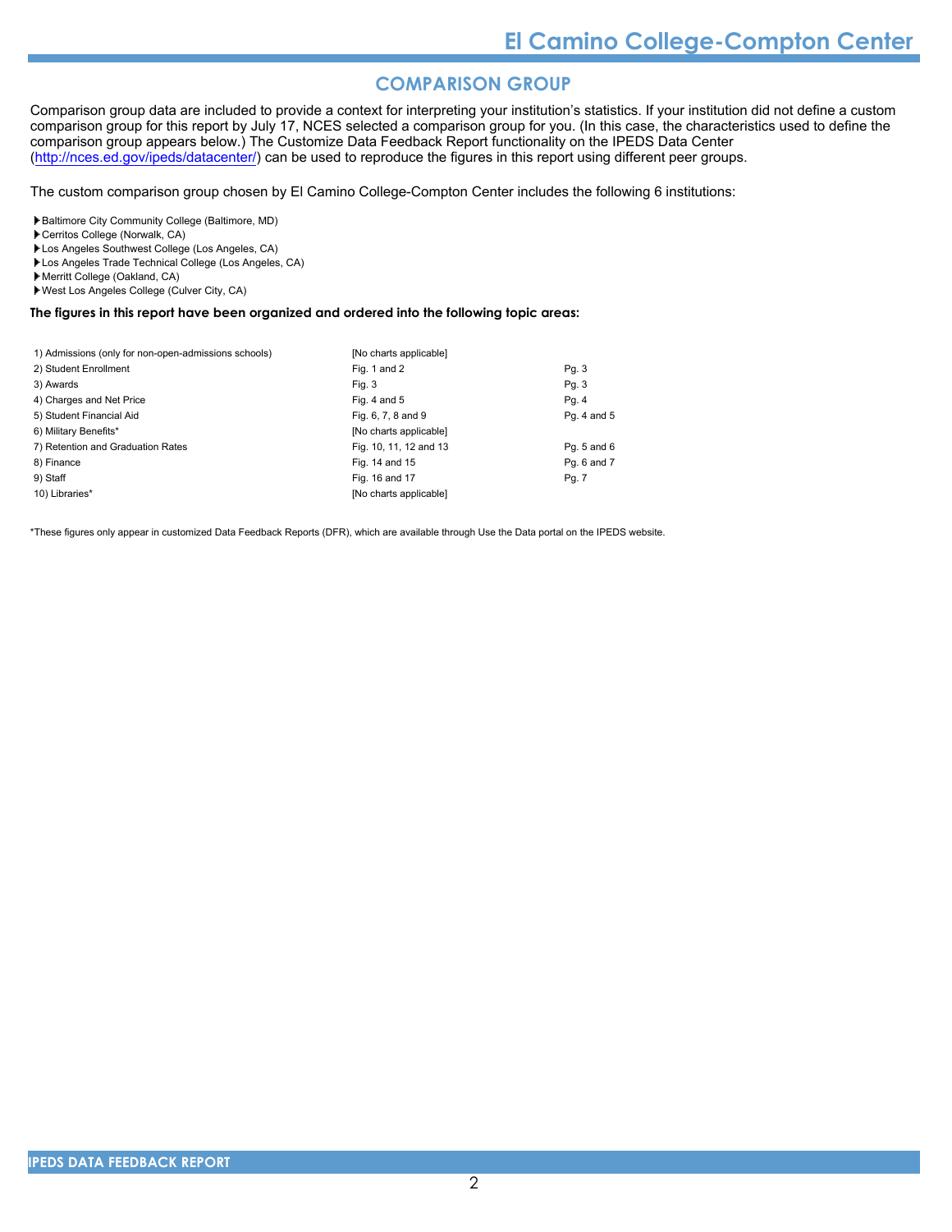## COMPARISON GROUP

Comparison group data are included to provide a context for interpreting your institution's statistics. If your institution did not define a custom comparison group for this report by July 17, NCES selected a comparison group for you. (In this case, the characteristics used to define the comparison group appears below.) The Customize Data Feedback Report functionality on the IPEDS Data Center (http://nces.ed.gov/ipeds/datacenter/) can be used to reproduce the figures in this report using different peer groups.

The custom comparison group chosen by El Camino College-Compton Center includes the following 6 institutions:

- Baltimore City Community College (Baltimore, MD)
- Cerritos College (Norwalk, CA)
- Los Angeles Southwest College (Los Angeles, CA)
- Los Angeles Trade Technical College (Los Angeles, CA)
- Merritt College (Oakland, CA)
- West Los Angeles College (Culver City, CA)

**The figures in this report have been organized and ordered into the following topic areas:**

| Topic | Figures | Pages |
|---|---|---|
| 1) Admissions (only for non-open-admissions schools) | [No charts applicable] | |
| 2) Student Enrollment | Fig. 1 and 2 | Pg. 3 |
| 3) Awards | Fig. 3 | Pg. 3 |
| 4) Charges and Net Price | Fig. 4 and 5 | Pg. 4 |
| 5) Student Financial Aid | Fig. 6, 7, 8 and 9 | Pg. 4 and 5 |
| 6) Military Benefits* | [No charts applicable] | |
| 7) Retention and Graduation Rates | Fig. 10, 11, 12 and 13 | Pg. 5 and 6 |
| 8) Finance | Fig. 14 and 15 | Pg. 6 and 7 |
| 9) Staff | Fig. 16 and 17 | Pg. 7 |
| 10) Libraries* | [No charts applicable] | |

*These figures only appear in customized Data Feedback Reports (DFR), which are available through Use the Data portal on the IPEDS website.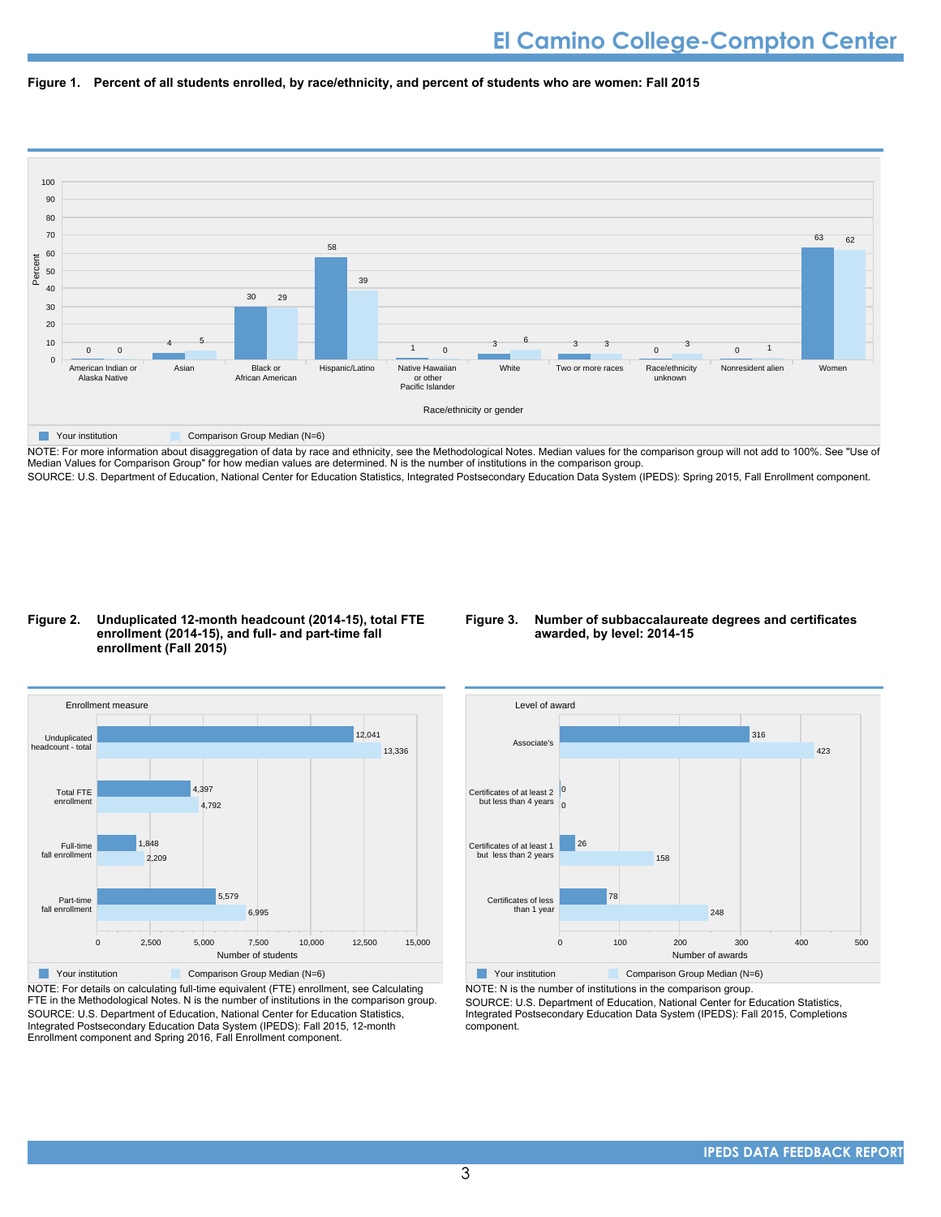# El Camino College-Compton Center

**Figure 1. Percent of all students enrolled, by race/ethnicity, and percent of students who are women: Fall 2015**

| Race/ethnicity or gender | Your institution | Comparison Group Median (N=6) |
|---|---|---|
| American Indian or Alaska Native | 0 | 0 |
| Asian | 4 | 5 |
| Black or African American | 30 | 29 |
| Hispanic/Latino | 58 | 39 |
| Native Hawaiian or other Pacific Islander | 1 | 0 |
| White | 3 | 6 |
| Two or more races | 3 | 3 |
| Race/ethnicity unknown | 0 | 3 |
| Nonresident alien | 0 | 1 |
| Women | 63 | 62 |

NOTE: For more information about disaggregation of data by race and ethnicity, see the Methodological Notes. Median values for the comparison group will not add to 100%. See "Use of Median Values for Comparison Group" for how median values are determined. N is the number of institutions in the comparison group.
SOURCE: U.S. Department of Education, National Center for Education Statistics, Integrated Postsecondary Education Data System (IPEDS): Spring 2015, Fall Enrollment component.

**Figure 2. Unduplicated 12-month headcount (2014-15), total FTE enrollment (2014-15), and full- and part-time fall enrollment (Fall 2015)**

| Enrollment measure | Your institution | Comparison Group Median (N=6) |
|---|---|---|
| Unduplicated headcount - total | 12,041 | 13,336 |
| Total FTE enrollment | 4,397 | 4,792 |
| Full-time fall enrollment | 1,848 | 2,209 |
| Part-time fall enrollment | 5,579 | 6,995 |

NOTE: For details on calculating full-time equivalent (FTE) enrollment, see Calculating FTE in the Methodological Notes. N is the number of institutions in the comparison group.
SOURCE: U.S. Department of Education, National Center for Education Statistics, Integrated Postsecondary Education Data System (IPEDS): Fall 2015, 12-month Enrollment component and Spring 2016, Fall Enrollment component.

**Figure 3. Number of subbaccalaureate degrees and certificates awarded, by level: 2014-15**

| Level of award | Your institution | Comparison Group Median (N=6) |
|---|---|---|
| Associate's | 316 | 423 |
| Certificates of at least 2 but less than 4 years | 0 | 0 |
| Certificates of at least 1 but less than 2 years | 26 | 158 |
| Certificates of less than 1 year | 78 | 248 |

NOTE: N is the number of institutions in the comparison group.
SOURCE: U.S. Department of Education, National Center for Education Statistics, Integrated Postsecondary Education Data System (IPEDS): Fall 2015, Completions component.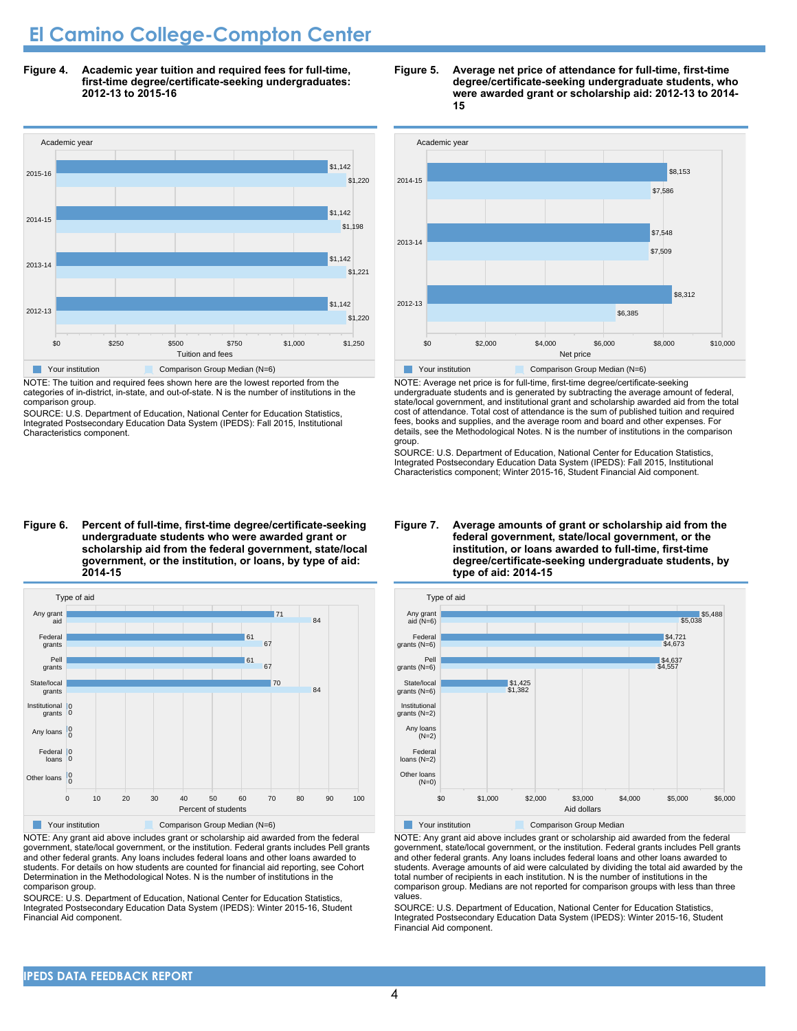# El Camino College-Compton Center

**Figure 4. Academic year tuition and required fees for full-time, first-time degree/certificate-seeking undergraduates: 2012-13 to 2015-16**

| Academic year | Your institution | Comparison Group Median (N=6) |
|---|---|---|
| 2015-16 | $1,142 | $1,220 |
| 2014-15 | $1,142 | $1,198 |
| 2013-14 | $1,142 | $1,221 |
| 2012-13 | $1,142 | $1,220 |

NOTE: The tuition and required fees shown here are the lowest reported from the categories of in-district, in-state, and out-of-state. N is the number of institutions in the comparison group.

SOURCE: U.S. Department of Education, National Center for Education Statistics, Integrated Postsecondary Education Data System (IPEDS): Fall 2015, Institutional Characteristics component.

**Figure 5. Average net price of attendance for full-time, first-time degree/certificate-seeking undergraduate students, who were awarded grant or scholarship aid: 2012-13 to 2014-15**

| Academic year | Your institution | Comparison Group Median (N=6) |
|---|---|---|
| 2014-15 | $8,153 | $7,586 |
| 2013-14 | $7,548 | $7,509 |
| 2012-13 | $8,312 | $6,385 |

NOTE: Average net price is for full-time, first-time degree/certificate-seeking undergraduate students and is generated by subtracting the average amount of federal, state/local government, and institutional grant and scholarship awarded aid from the total cost of attendance. Total cost of attendance is the sum of published tuition and required fees, books and supplies, and the average room and board and other expenses. For details, see the Methodological Notes. N is the number of institutions in the comparison group.

SOURCE: U.S. Department of Education, National Center for Education Statistics, Integrated Postsecondary Education Data System (IPEDS): Fall 2015, Institutional Characteristics component; Winter 2015-16, Student Financial Aid component.

**Figure 6. Percent of full-time, first-time degree/certificate-seeking undergraduate students who were awarded grant or scholarship aid from the federal government, state/local government, or the institution, or loans, by type of aid: 2014-15**

| Type of aid | Your institution | Comparison Group Median (N=6) |
|---|---|---|
| Any grant aid | 71 | 84 |
| Federal grants | 61 | 67 |
| Pell grants | 61 | 67 |
| State/local grants | 70 | 84 |
| Institutional grants | 0 | 0 |
| Any loans | 0 | 0 |
| Federal loans | 0 | 0 |
| Other loans | 0 | 0 |

NOTE: Any grant aid above includes grant or scholarship aid awarded from the federal government, state/local government, or the institution. Federal grants includes Pell grants and other federal grants. Any loans includes federal loans and other loans awarded to students. For details on how students are counted for financial aid reporting, see Cohort Determination in the Methodological Notes. N is the number of institutions in the comparison group.

SOURCE: U.S. Department of Education, National Center for Education Statistics, Integrated Postsecondary Education Data System (IPEDS): Winter 2015-16, Student Financial Aid component.

**Figure 7. Average amounts of grant or scholarship aid from the federal government, state/local government, or the institution, or loans awarded to full-time, first-time degree/certificate-seeking undergraduate students, by type of aid: 2014-15**

| Type of aid | Your institution | Comparison Group Median |
|---|---|---|
| Any grant aid (N=6) | $5,488 | $5,038 |
| Federal grants (N=6) | $4,721 | $4,673 |
| Pell grants (N=6) | $4,637 | $4,557 |
| State/local grants (N=6) | $1,425 | $1,382 |
| Institutional grants (N=2) | | |
| Any loans (N=2) | | |
| Federal loans (N=2) | | |
| Other loans (N=0) | | |

NOTE: Any grant aid above includes grant or scholarship aid awarded from the federal government, state/local government, or the institution. Federal grants includes Pell grants and other federal grants. Any loans includes federal loans and other loans awarded to students. Average amounts of aid were calculated by dividing the total aid awarded by the total number of recipients in each institution. N is the number of institutions in the comparison group. Medians are not reported for comparison groups with less than three values.

SOURCE: U.S. Department of Education, National Center for Education Statistics, Integrated Postsecondary Education Data System (IPEDS): Winter 2015-16, Student Financial Aid component.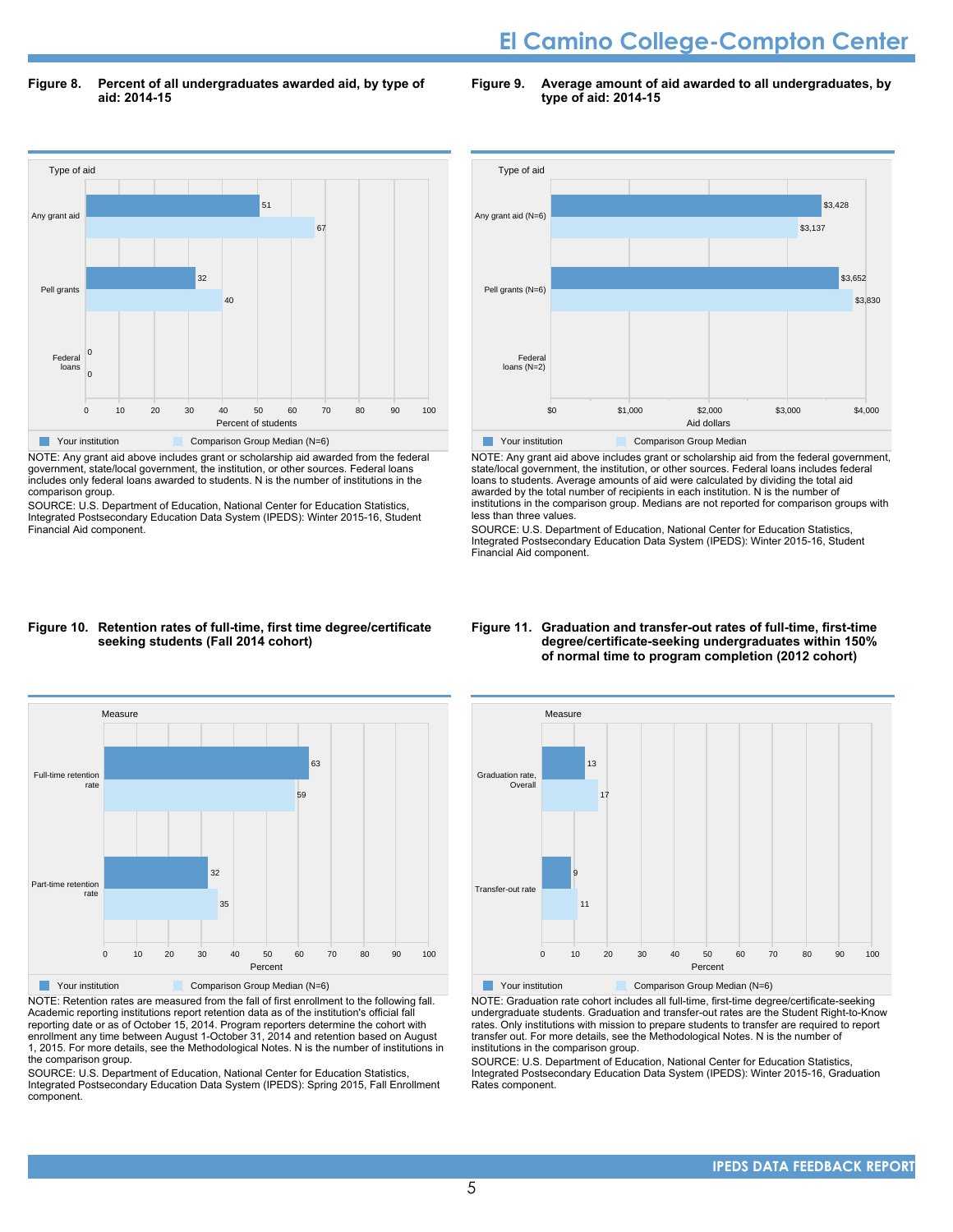## Figure 8. Percent of all undergraduates awarded aid, by type of aid: 2014-15

| Type of aid | Your institution | Comparison Group Median (N=6) |
|---|---|---|
| Any grant aid | 51 | 67 |
| Pell grants | 32 | 40 |
| Federal loans | 0 | 0 |

NOTE: Any grant aid above includes grant or scholarship aid awarded from the federal government, state/local government, the institution, or other sources. Federal loans includes only federal loans awarded to students. N is the number of institutions in the comparison group.

SOURCE: U.S. Department of Education, National Center for Education Statistics, Integrated Postsecondary Education Data System (IPEDS): Winter 2015-16, Student Financial Aid component.

## Figure 9. Average amount of aid awarded to all undergraduates, by type of aid: 2014-15

| Type of aid | Your institution | Comparison Group Median |
|---|---|---|
| Any grant aid (N=6) | $3,428 | $3,137 |
| Pell grants (N=6) | $3,652 | $3,830 |
| Federal loans (N=2) | | |

NOTE: Any grant aid above includes grant or scholarship aid from the federal government, state/local government, the institution, or other sources. Federal loans includes federal loans to students. Average amounts of aid were calculated by dividing the total aid awarded by the total number of recipients in each institution. N is the number of institutions in the comparison group. Medians are not reported for comparison groups with less than three values.

SOURCE: U.S. Department of Education, National Center for Education Statistics, Integrated Postsecondary Education Data System (IPEDS): Winter 2015-16, Student Financial Aid component.

## Figure 10. Retention rates of full-time, first time degree/certificate seeking students (Fall 2014 cohort)

| Measure | Your institution | Comparison Group Median (N=6) |
|---|---|---|
| Full-time retention rate | 63 | 59 |
| Part-time retention rate | 32 | 35 |

NOTE: Retention rates are measured from the fall of first enrollment to the following fall. Academic reporting institutions report retention data as of the institution's official fall reporting date or as of October 15, 2014. Program reporters determine the cohort with enrollment any time between August 1-October 31, 2014 and retention based on August 1, 2015. For more details, see the Methodological Notes. N is the number of institutions in the comparison group.

SOURCE: U.S. Department of Education, National Center for Education Statistics, Integrated Postsecondary Education Data System (IPEDS): Spring 2015, Fall Enrollment component.

## Figure 11. Graduation and transfer-out rates of full-time, first-time degree/certificate-seeking undergraduates within 150% of normal time to program completion (2012 cohort)

| Measure | Your institution | Comparison Group Median (N=6) |
|---|---|---|
| Graduation rate, Overall | 13 | 17 |
| Transfer-out rate | 9 | 11 |

NOTE: Graduation rate cohort includes all full-time, first-time degree/certificate-seeking undergraduate students. Graduation and transfer-out rates are the Student Right-to-Know rates. Only institutions with mission to prepare students to transfer are required to report transfer out. For more details, see the Methodological Notes. N is the number of institutions in the comparison group.

SOURCE: U.S. Department of Education, National Center for Education Statistics, Integrated Postsecondary Education Data System (IPEDS): Winter 2015-16, Graduation Rates component.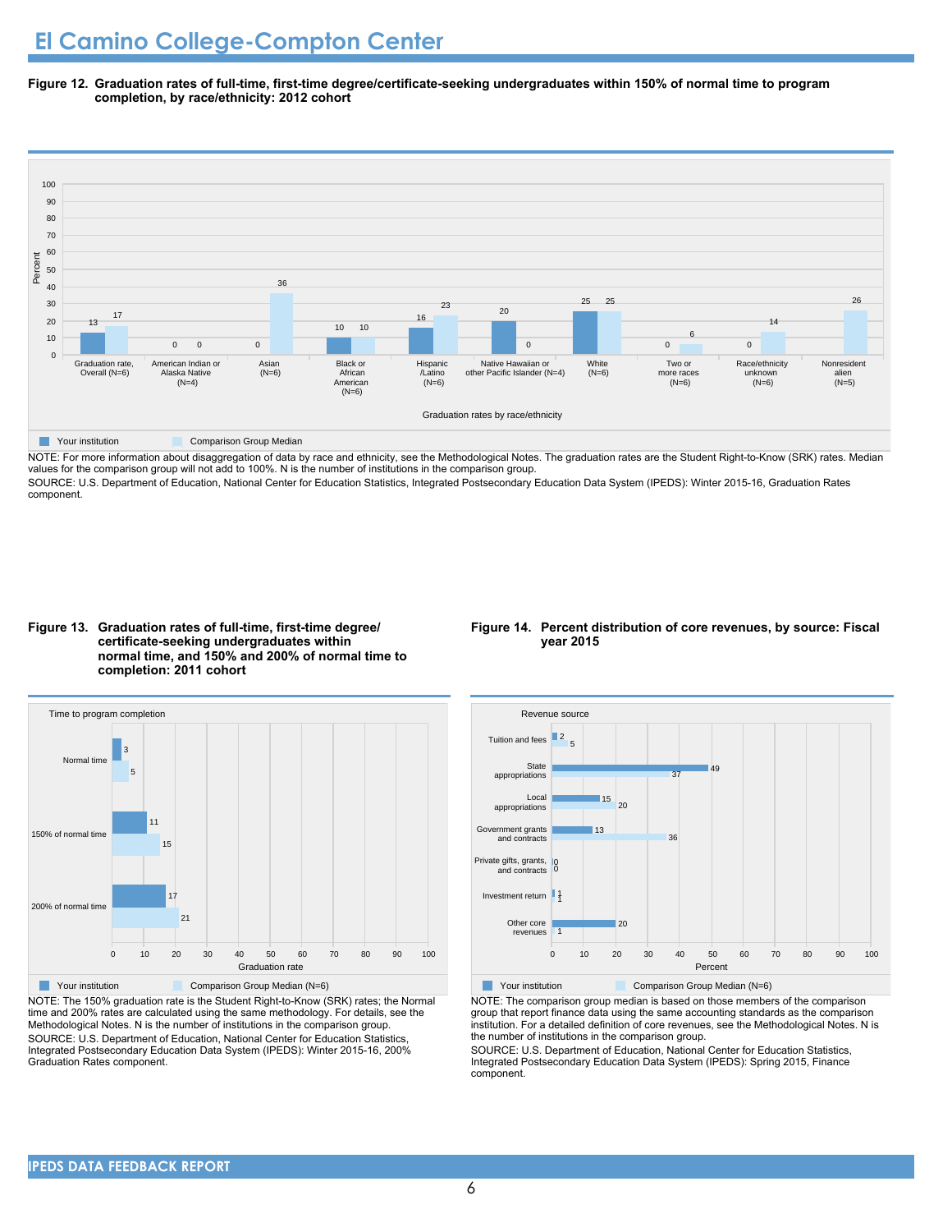# El Camino College-Compton Center

**Figure 12. Graduation rates of full-time, first-time degree/certificate-seeking undergraduates within 150% of normal time to program completion, by race/ethnicity: 2012 cohort**

| Graduation rates by race/ethnicity | Your institution | Comparison Group Median |
|---|---|---|
| Graduation rate, Overall (N=6) | 13 | 17 |
| American Indian or Alaska Native (N=4) | 0 | 0 |
| Asian (N=6) | 0 | 36 |
| Black or African American (N=6) | 10 | 10 |
| Hispanic /Latino (N=6) | 16 | 23 |
| Native Hawaiian or other Pacific Islander (N=4) | 20 | 0 |
| White (N=6) | 25 | 25 |
| Two or more races (N=6) | 0 | 6 |
| Race/ethnicity unknown (N=6) | 0 | 14 |
| Nonresident alien (N=5) | | 26 |

NOTE: For more information about disaggregation of data by race and ethnicity, see the Methodological Notes. The graduation rates are the Student Right-to-Know (SRK) rates. Median values for the comparison group will not add to 100%. N is the number of institutions in the comparison group.

SOURCE: U.S. Department of Education, National Center for Education Statistics, Integrated Postsecondary Education Data System (IPEDS): Winter 2015-16, Graduation Rates component.

**Figure 13. Graduation rates of full-time, first-time degree/certificate-seeking undergraduates within normal time, and 150% and 200% of normal time to completion: 2011 cohort**

| Time to program completion | Your institution | Comparison Group Median (N=6) |
|---|---|---|
| Normal time | 3 | 5 |
| 150% of normal time | 11 | 15 |
| 200% of normal time | 17 | 21 |

NOTE: The 150% graduation rate is the Student Right-to-Know (SRK) rates; the Normal time and 200% rates are calculated using the same methodology. For details, see the Methodological Notes. N is the number of institutions in the comparison group.

SOURCE: U.S. Department of Education, National Center for Education Statistics, Integrated Postsecondary Education Data System (IPEDS): Winter 2015-16, 200% Graduation Rates component.

**Figure 14. Percent distribution of core revenues, by source: Fiscal year 2015**

| Revenue source | Your institution | Comparison Group Median (N=6) |
|---|---|---|
| Tuition and fees | 2 | 5 |
| State appropriations | 49 | 37 |
| Local appropriations | 15 | 20 |
| Government grants and contracts | 13 | 36 |
| Private gifts, grants, and contracts | 0 | 0 |
| Investment return | 1 | 1 |
| Other core revenues | 20 | 1 |

NOTE: The comparison group median is based on those members of the comparison group that report finance data using the same accounting standards as the comparison institution. For a detailed definition of core revenues, see the Methodological Notes. N is the number of institutions in the comparison group.

SOURCE: U.S. Department of Education, National Center for Education Statistics, Integrated Postsecondary Education Data System (IPEDS): Spring 2015, Finance component.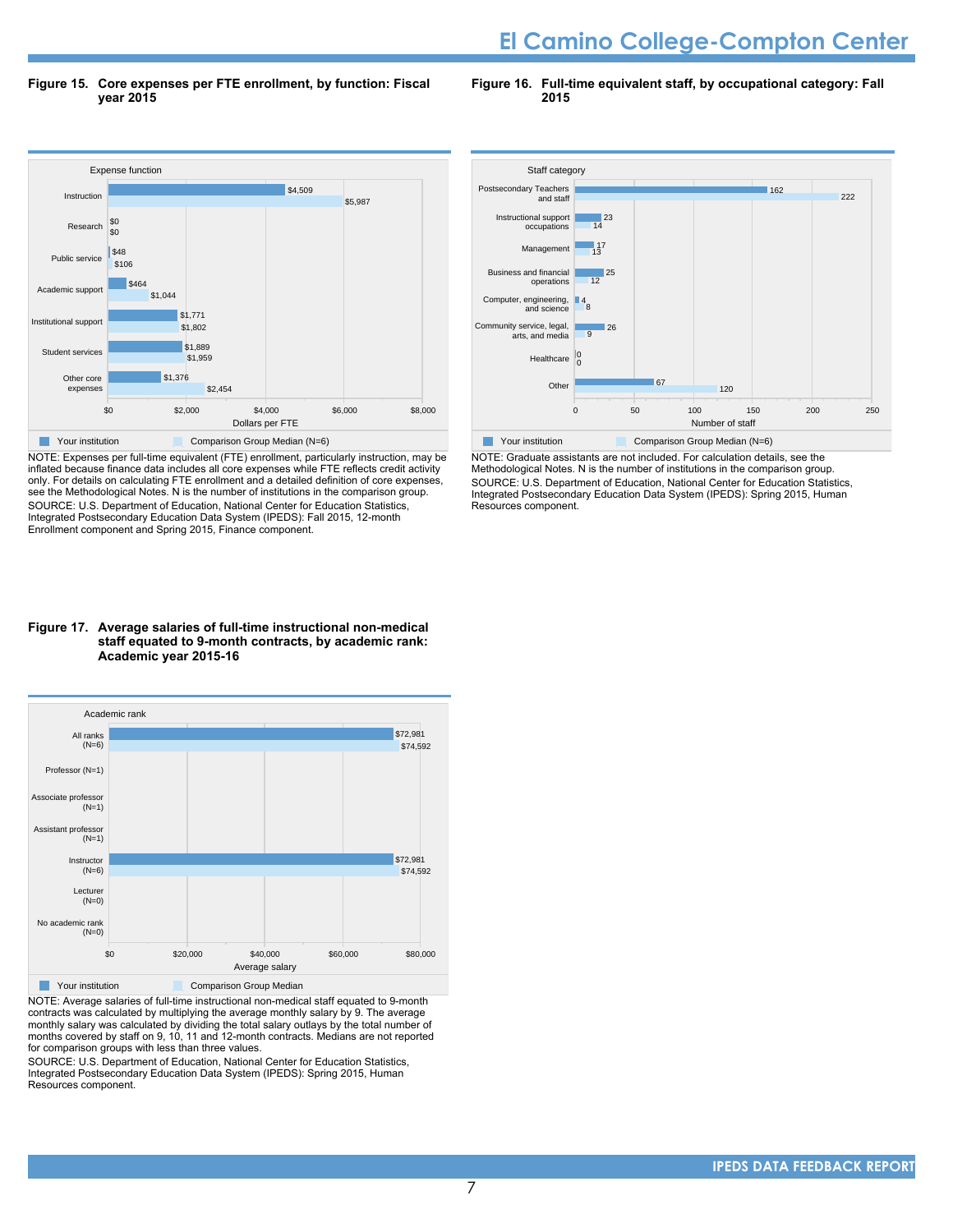## Figure 15. Core expenses per FTE enrollment, by function: Fiscal year 2015

| Expense function | Your institution | Comparison Group Median (N=6) |
|---|---|---|
| Instruction | $4,509 | $5,987 |
| Research | $0 | $0 |
| Public service | $48 | $106 |
| Academic support | $464 | $1,044 |
| Institutional support | $1,771 | $1,802 |
| Student services | $1,889 | $1,959 |
| Other core expenses | $1,376 | $2,454 |

NOTE: Expenses per full-time equivalent (FTE) enrollment, particularly instruction, may be inflated because finance data includes all core expenses while FTE reflects credit activity only. For details on calculating FTE enrollment and a detailed definition of core expenses, see the Methodological Notes. N is the number of institutions in the comparison group.
SOURCE: U.S. Department of Education, National Center for Education Statistics, Integrated Postsecondary Education Data System (IPEDS): Fall 2015, 12-month Enrollment component and Spring 2015, Finance component.

## Figure 16. Full-time equivalent staff, by occupational category: Fall 2015

| Staff category | Your institution | Comparison Group Median (N=6) |
|---|---|---|
| Postsecondary Teachers and staff | 162 | 222 |
| Instructional support occupations | 23 | 14 |
| Management | 17 | 13 |
| Business and financial operations | 25 | 12 |
| Computer, engineering, and science | 4 | 8 |
| Community service, legal, arts, and media | 26 | 9 |
| Healthcare | 0 | 0 |
| Other | 67 | 120 |

NOTE: Graduate assistants are not included. For calculation details, see the Methodological Notes. N is the number of institutions in the comparison group.
SOURCE: U.S. Department of Education, National Center for Education Statistics, Integrated Postsecondary Education Data System (IPEDS): Spring 2015, Human Resources component.

## Figure 17. Average salaries of full-time instructional non-medical staff equated to 9-month contracts, by academic rank: Academic year 2015-16

| Academic rank | Your institution | Comparison Group Median |
|---|---|---|
| All ranks (N=6) | $72,981 | $74,592 |
| Professor (N=1) | | |
| Associate professor (N=1) | | |
| Assistant professor (N=1) | | |
| Instructor (N=6) | $72,981 | $74,592 |
| Lecturer (N=0) | | |
| No academic rank (N=0) | | |

NOTE: Average salaries of full-time instructional non-medical staff equated to 9-month contracts was calculated by multiplying the average monthly salary by 9. The average monthly salary was calculated by dividing the total salary outlays by the total number of months covered by staff on 9, 10, 11 and 12-month contracts. Medians are not reported for comparison groups with less than three values.
SOURCE: U.S. Department of Education, National Center for Education Statistics, Integrated Postsecondary Education Data System (IPEDS): Spring 2015, Human Resources component.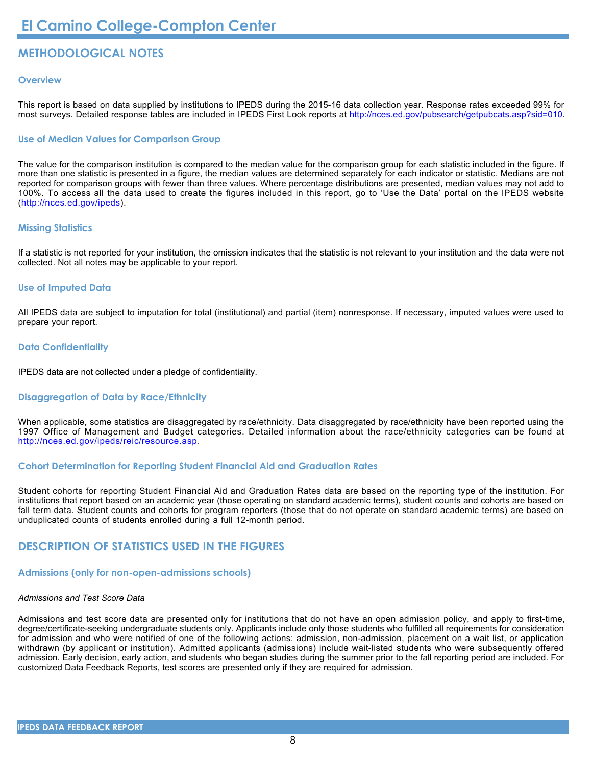## METHODOLOGICAL NOTES

### Overview

This report is based on data supplied by institutions to IPEDS during the 2015-16 data collection year. Response rates exceeded 99% for most surveys. Detailed response tables are included in IPEDS First Look reports at http://nces.ed.gov/pubsearch/getpubcats.asp?sid=010.

### Use of Median Values for Comparison Group

The value for the comparison institution is compared to the median value for the comparison group for each statistic included in the figure. If more than one statistic is presented in a figure, the median values are determined separately for each indicator or statistic. Medians are not reported for comparison groups with fewer than three values. Where percentage distributions are presented, median values may not add to 100%. To access all the data used to create the figures included in this report, go to 'Use the Data' portal on the IPEDS website (http://nces.ed.gov/ipeds).

### Missing Statistics

If a statistic is not reported for your institution, the omission indicates that the statistic is not relevant to your institution and the data were not collected. Not all notes may be applicable to your report.

### Use of Imputed Data

All IPEDS data are subject to imputation for total (institutional) and partial (item) nonresponse. If necessary, imputed values were used to prepare your report.

### Data Confidentiality

IPEDS data are not collected under a pledge of confidentiality.

### Disaggregation of Data by Race/Ethnicity

When applicable, some statistics are disaggregated by race/ethnicity. Data disaggregated by race/ethnicity have been reported using the 1997 Office of Management and Budget categories. Detailed information about the race/ethnicity categories can be found at http://nces.ed.gov/ipeds/reic/resource.asp.

### Cohort Determination for Reporting Student Financial Aid and Graduation Rates

Student cohorts for reporting Student Financial Aid and Graduation Rates data are based on the reporting type of the institution. For institutions that report based on an academic year (those operating on standard academic terms), student counts and cohorts are based on fall term data. Student counts and cohorts for program reporters (those that do not operate on standard academic terms) are based on unduplicated counts of students enrolled during a full 12-month period.

## DESCRIPTION OF STATISTICS USED IN THE FIGURES

### Admissions (only for non-open-admissions schools)

*Admissions and Test Score Data*

Admissions and test score data are presented only for institutions that do not have an open admission policy, and apply to first-time, degree/certificate-seeking undergraduate students only. Applicants include only those students who fulfilled all requirements for consideration for admission and who were notified of one of the following actions: admission, non-admission, placement on a wait list, or application withdrawn (by applicant or institution). Admitted applicants (admissions) include wait-listed students who were subsequently offered admission. Early decision, early action, and students who began studies during the summer prior to the fall reporting period are included. For customized Data Feedback Reports, test scores are presented only if they are required for admission.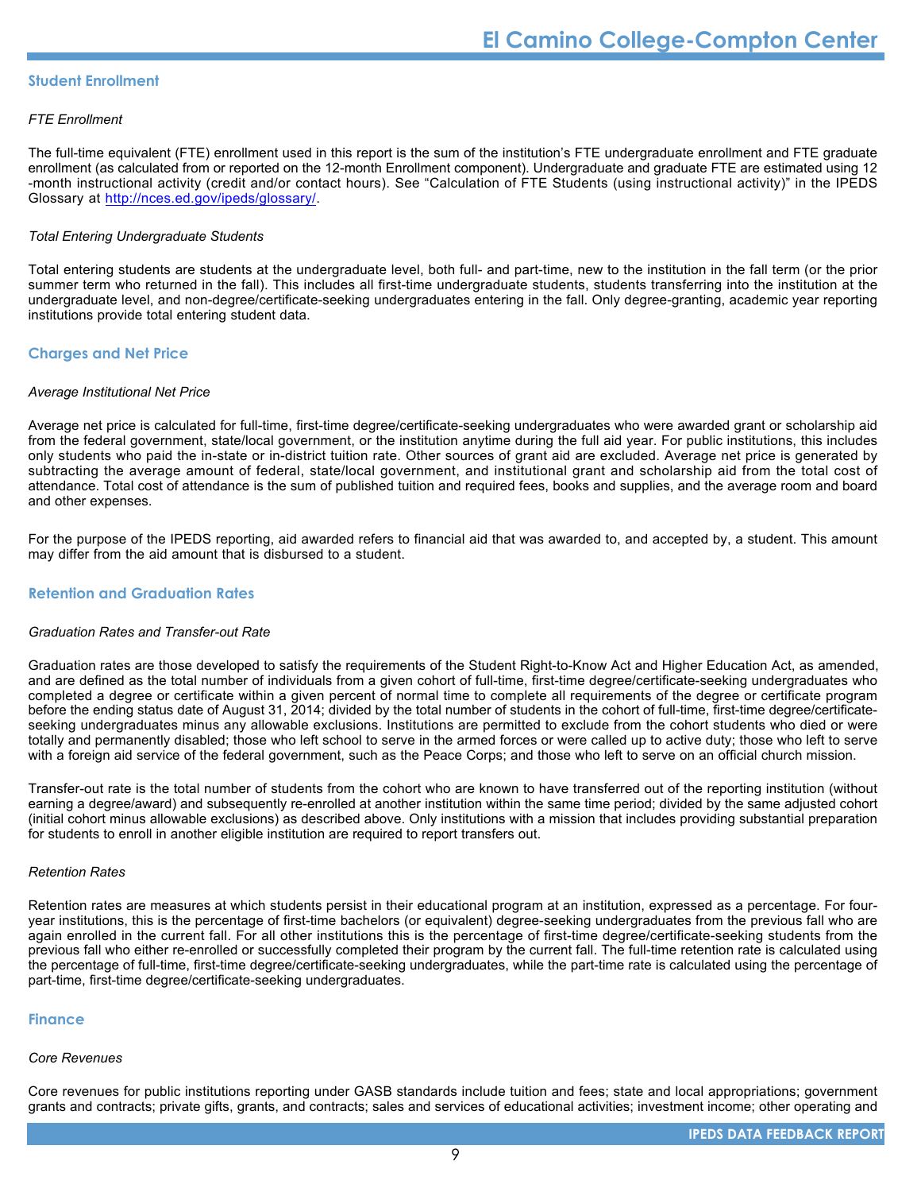## Student Enrollment

### *FTE Enrollment*

The full-time equivalent (FTE) enrollment used in this report is the sum of the institution's FTE undergraduate enrollment and FTE graduate enrollment (as calculated from or reported on the 12-month Enrollment component). Undergraduate and graduate FTE are estimated using 12-month instructional activity (credit and/or contact hours). See "Calculation of FTE Students (using instructional activity)" in the IPEDS Glossary at http://nces.ed.gov/ipeds/glossary/.

### *Total Entering Undergraduate Students*

Total entering students are students at the undergraduate level, both full- and part-time, new to the institution in the fall term (or the prior summer term who returned in the fall). This includes all first-time undergraduate students, students transferring into the institution at the undergraduate level, and non-degree/certificate-seeking undergraduates entering in the fall. Only degree-granting, academic year reporting institutions provide total entering student data.

## Charges and Net Price

### *Average Institutional Net Price*

Average net price is calculated for full-time, first-time degree/certificate-seeking undergraduates who were awarded grant or scholarship aid from the federal government, state/local government, or the institution anytime during the full aid year. For public institutions, this includes only students who paid the in-state or in-district tuition rate. Other sources of grant aid are excluded. Average net price is generated by subtracting the average amount of federal, state/local government, and institutional grant and scholarship aid from the total cost of attendance. Total cost of attendance is the sum of published tuition and required fees, books and supplies, and the average room and board and other expenses.

For the purpose of the IPEDS reporting, aid awarded refers to financial aid that was awarded to, and accepted by, a student. This amount may differ from the aid amount that is disbursed to a student.

## Retention and Graduation Rates

### *Graduation Rates and Transfer-out Rate*

Graduation rates are those developed to satisfy the requirements of the Student Right-to-Know Act and Higher Education Act, as amended, and are defined as the total number of individuals from a given cohort of full-time, first-time degree/certificate-seeking undergraduates who completed a degree or certificate within a given percent of normal time to complete all requirements of the degree or certificate program before the ending status date of August 31, 2014; divided by the total number of students in the cohort of full-time, first-time degree/certificate-seeking undergraduates minus any allowable exclusions. Institutions are permitted to exclude from the cohort students who died or were totally and permanently disabled; those who left school to serve in the armed forces or were called up to active duty; those who left to serve with a foreign aid service of the federal government, such as the Peace Corps; and those who left to serve on an official church mission.

Transfer-out rate is the total number of students from the cohort who are known to have transferred out of the reporting institution (without earning a degree/award) and subsequently re-enrolled at another institution within the same time period; divided by the same adjusted cohort (initial cohort minus allowable exclusions) as described above. Only institutions with a mission that includes providing substantial preparation for students to enroll in another eligible institution are required to report transfers out.

### *Retention Rates*

Retention rates are measures at which students persist in their educational program at an institution, expressed as a percentage. For four-year institutions, this is the percentage of first-time bachelors (or equivalent) degree-seeking undergraduates from the previous fall who are again enrolled in the current fall. For all other institutions this is the percentage of first-time degree/certificate-seeking students from the previous fall who either re-enrolled or successfully completed their program by the current fall. The full-time retention rate is calculated using the percentage of full-time, first-time degree/certificate-seeking undergraduates, while the part-time rate is calculated using the percentage of part-time, first-time degree/certificate-seeking undergraduates.

## Finance

### *Core Revenues*

Core revenues for public institutions reporting under GASB standards include tuition and fees; state and local appropriations; government grants and contracts; private gifts, grants, and contracts; sales and services of educational activities; investment income; other operating and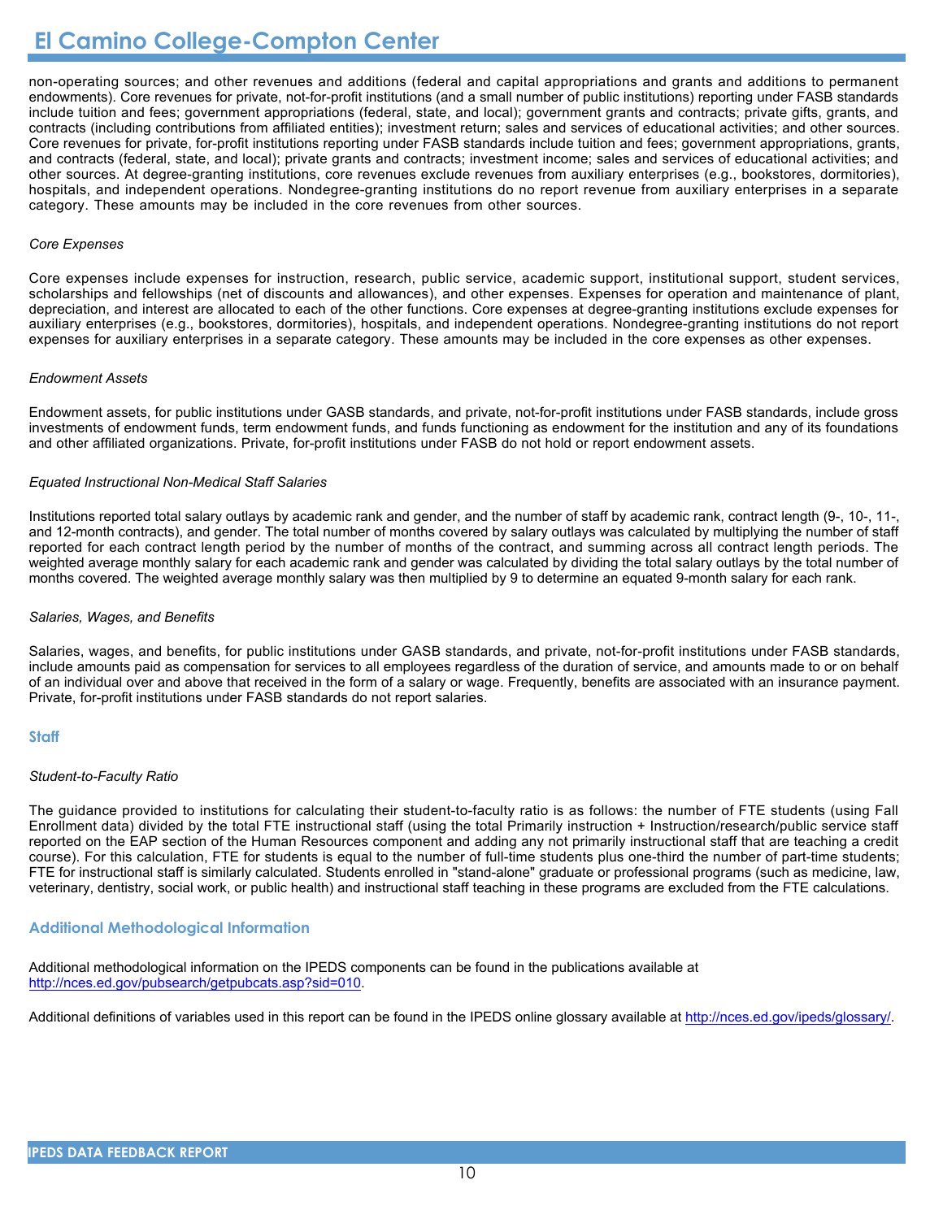non-operating sources; and other revenues and additions (federal and capital appropriations and grants and additions to permanent endowments). Core revenues for private, not-for-profit institutions (and a small number of public institutions) reporting under FASB standards include tuition and fees; government appropriations (federal, state, and local); government grants and contracts; private gifts, grants, and contracts (including contributions from affiliated entities); investment return; sales and services of educational activities; and other sources. Core revenues for private, for-profit institutions reporting under FASB standards include tuition and fees; government appropriations, grants, and contracts (federal, state, and local); private grants and contracts; investment income; sales and services of educational activities; and other sources. At degree-granting institutions, core revenues exclude revenues from auxiliary enterprises (e.g., bookstores, dormitories), hospitals, and independent operations. Nondegree-granting institutions do no report revenue from auxiliary enterprises in a separate category. These amounts may be included in the core revenues from other sources.

*Core Expenses*

Core expenses include expenses for instruction, research, public service, academic support, institutional support, student services, scholarships and fellowships (net of discounts and allowances), and other expenses. Expenses for operation and maintenance of plant, depreciation, and interest are allocated to each of the other functions. Core expenses at degree-granting institutions exclude expenses for auxiliary enterprises (e.g., bookstores, dormitories), hospitals, and independent operations. Nondegree-granting institutions do not report expenses for auxiliary enterprises in a separate category. These amounts may be included in the core expenses as other expenses.

*Endowment Assets*

Endowment assets, for public institutions under GASB standards, and private, not-for-profit institutions under FASB standards, include gross investments of endowment funds, term endowment funds, and funds functioning as endowment for the institution and any of its foundations and other affiliated organizations. Private, for-profit institutions under FASB do not hold or report endowment assets.

*Equated Instructional Non-Medical Staff Salaries*

Institutions reported total salary outlays by academic rank and gender, and the number of staff by academic rank, contract length (9-, 10-, 11-, and 12-month contracts), and gender. The total number of months covered by salary outlays was calculated by multiplying the number of staff reported for each contract length period by the number of months of the contract, and summing across all contract length periods. The weighted average monthly salary for each academic rank and gender was calculated by dividing the total salary outlays by the total number of months covered. The weighted average monthly salary was then multiplied by 9 to determine an equated 9-month salary for each rank.

*Salaries, Wages, and Benefits*

Salaries, wages, and benefits, for public institutions under GASB standards, and private, not-for-profit institutions under FASB standards, include amounts paid as compensation for services to all employees regardless of the duration of service, and amounts made to or on behalf of an individual over and above that received in the form of a salary or wage. Frequently, benefits are associated with an insurance payment. Private, for-profit institutions under FASB standards do not report salaries.

### Staff

*Student-to-Faculty Ratio*

The guidance provided to institutions for calculating their student-to-faculty ratio is as follows: the number of FTE students (using Fall Enrollment data) divided by the total FTE instructional staff (using the total Primarily instruction + Instruction/research/public service staff reported on the EAP section of the Human Resources component and adding any not primarily instructional staff that are teaching a credit course). For this calculation, FTE for students is equal to the number of full-time students plus one-third the number of part-time students; FTE for instructional staff is similarly calculated. Students enrolled in "stand-alone" graduate or professional programs (such as medicine, law, veterinary, dentistry, social work, or public health) and instructional staff teaching in these programs are excluded from the FTE calculations.

## Additional Methodological Information

Additional methodological information on the IPEDS components can be found in the publications available at http://nces.ed.gov/pubsearch/getpubcats.asp?sid=010.

Additional definitions of variables used in this report can be found in the IPEDS online glossary available at http://nces.ed.gov/ipeds/glossary/.